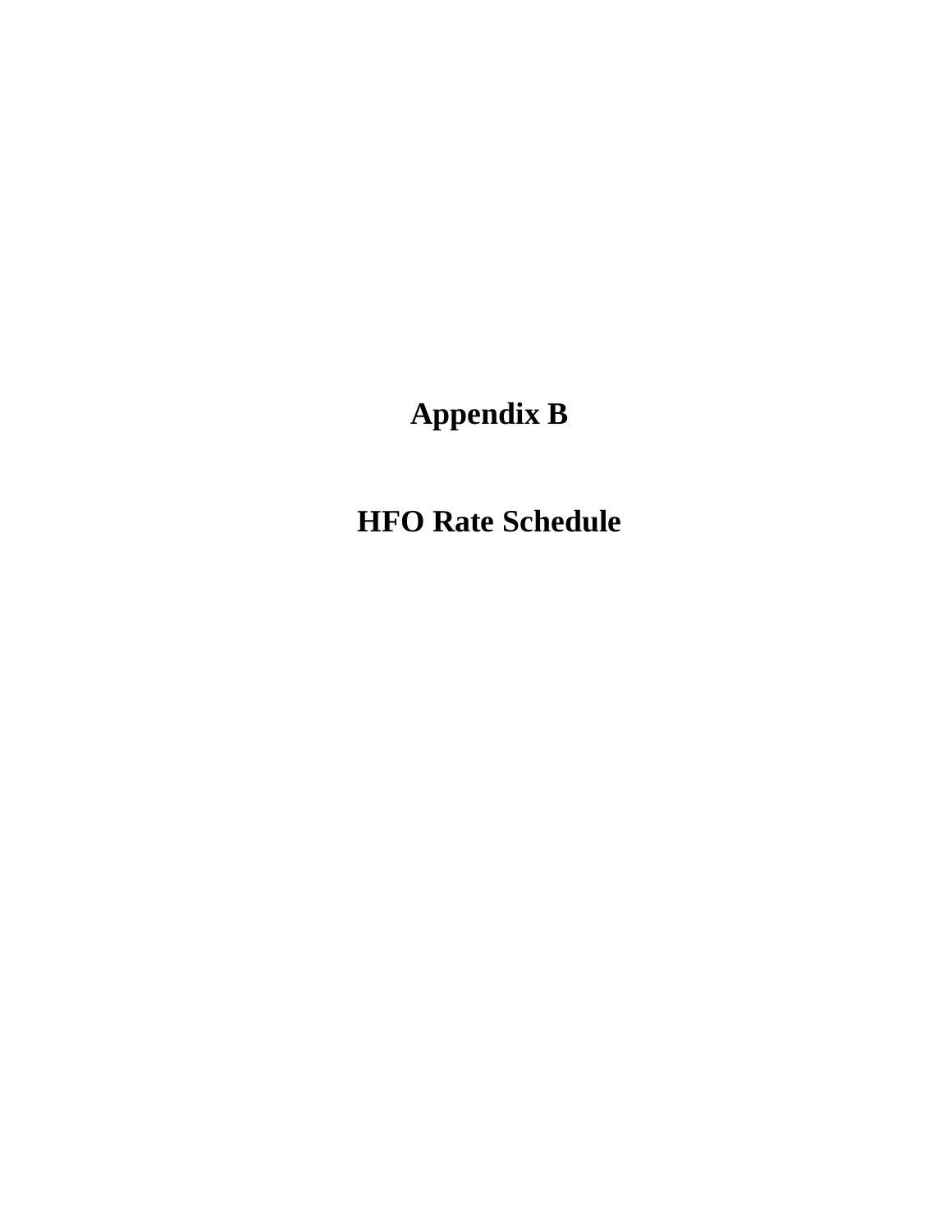# Appendix B

# HFO Rate Schedule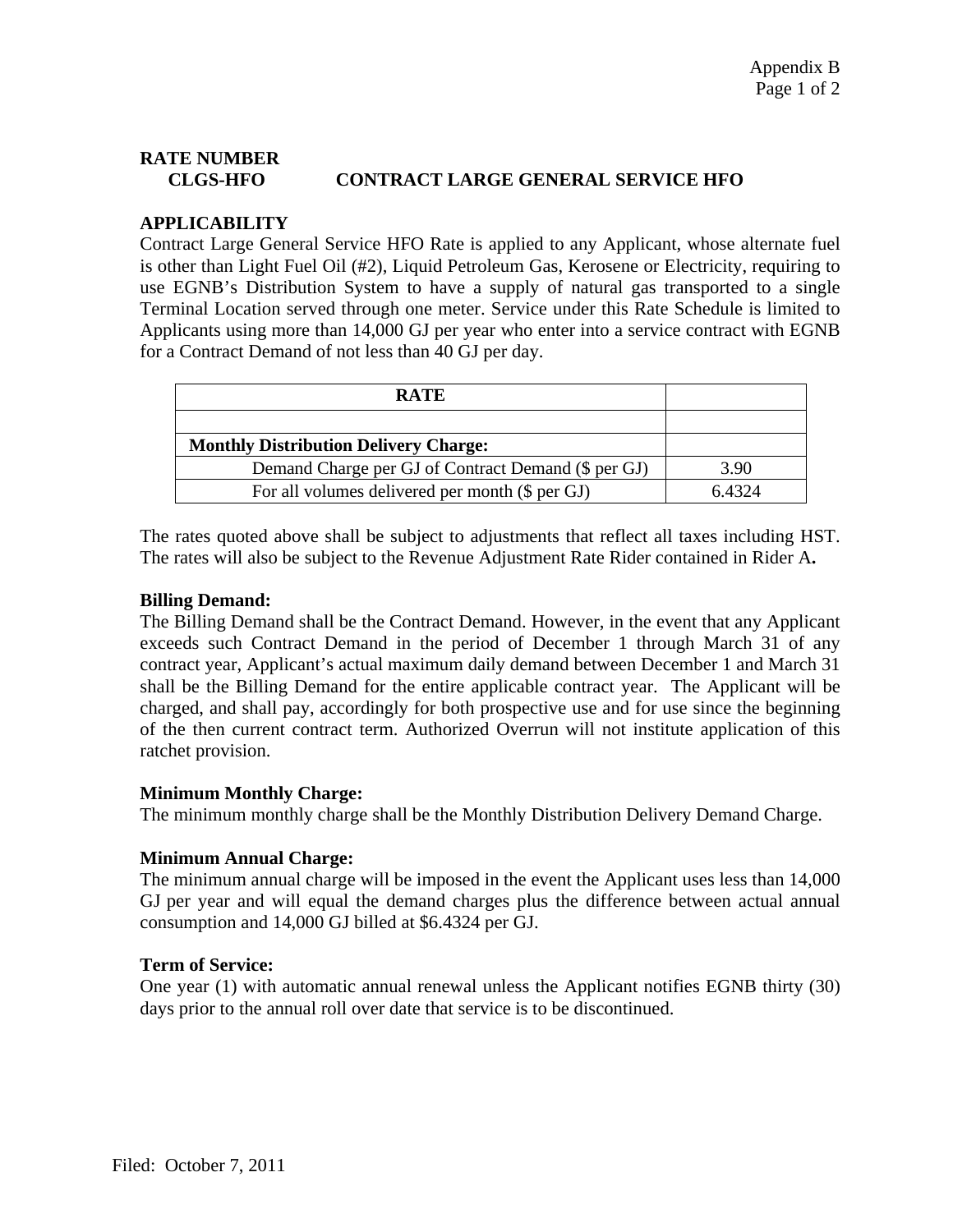**RATE NUMBER**
**CLGS-HFO CONTRACT LARGE GENERAL SERVICE HFO**

**APPLICABILITY**
Contract Large General Service HFO Rate is applied to any Applicant, whose alternate fuel is other than Light Fuel Oil (#2), Liquid Petroleum Gas, Kerosene or Electricity, requiring to use EGNB's Distribution System to have a supply of natural gas transported to a single Terminal Location served through one meter. Service under this Rate Schedule is limited to Applicants using more than 14,000 GJ per year who enter into a service contract with EGNB for a Contract Demand of not less than 40 GJ per day.

| RATE | |
|---|---|
| | |
| **Monthly Distribution Delivery Charge:** | |
| Demand Charge per GJ of Contract Demand ($ per GJ) | 3.90 |
| For all volumes delivered per month ($ per GJ) | 6.4324 |

The rates quoted above shall be subject to adjustments that reflect all taxes including HST. The rates will also be subject to the Revenue Adjustment Rate Rider contained in Rider A**.**

**Billing Demand:**
The Billing Demand shall be the Contract Demand. However, in the event that any Applicant exceeds such Contract Demand in the period of December 1 through March 31 of any contract year, Applicant's actual maximum daily demand between December 1 and March 31 shall be the Billing Demand for the entire applicable contract year. The Applicant will be charged, and shall pay, accordingly for both prospective use and for use since the beginning of the then current contract term. Authorized Overrun will not institute application of this ratchet provision.

**Minimum Monthly Charge:**
The minimum monthly charge shall be the Monthly Distribution Delivery Demand Charge.

**Minimum Annual Charge:**
The minimum annual charge will be imposed in the event the Applicant uses less than 14,000 GJ per year and will equal the demand charges plus the difference between actual annual consumption and 14,000 GJ billed at $6.4324 per GJ.

**Term of Service:**
One year (1) with automatic annual renewal unless the Applicant notifies EGNB thirty (30) days prior to the annual roll over date that service is to be discontinued.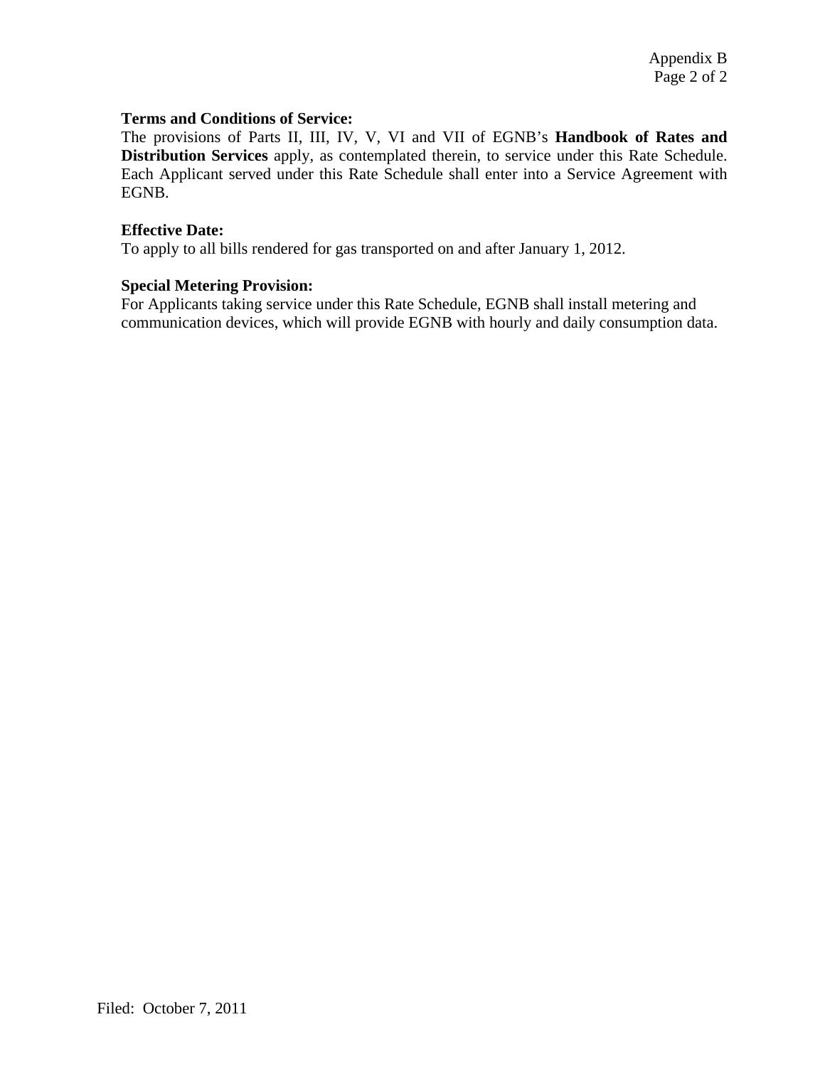**Terms and Conditions of Service:**
The provisions of Parts II, III, IV, V, VI and VII of EGNB's **Handbook of Rates and Distribution Services** apply, as contemplated therein, to service under this Rate Schedule. Each Applicant served under this Rate Schedule shall enter into a Service Agreement with EGNB.

**Effective Date:**
To apply to all bills rendered for gas transported on and after January 1, 2012.

**Special Metering Provision:**
For Applicants taking service under this Rate Schedule, EGNB shall install metering and communication devices, which will provide EGNB with hourly and daily consumption data.

Filed: October 7, 2011